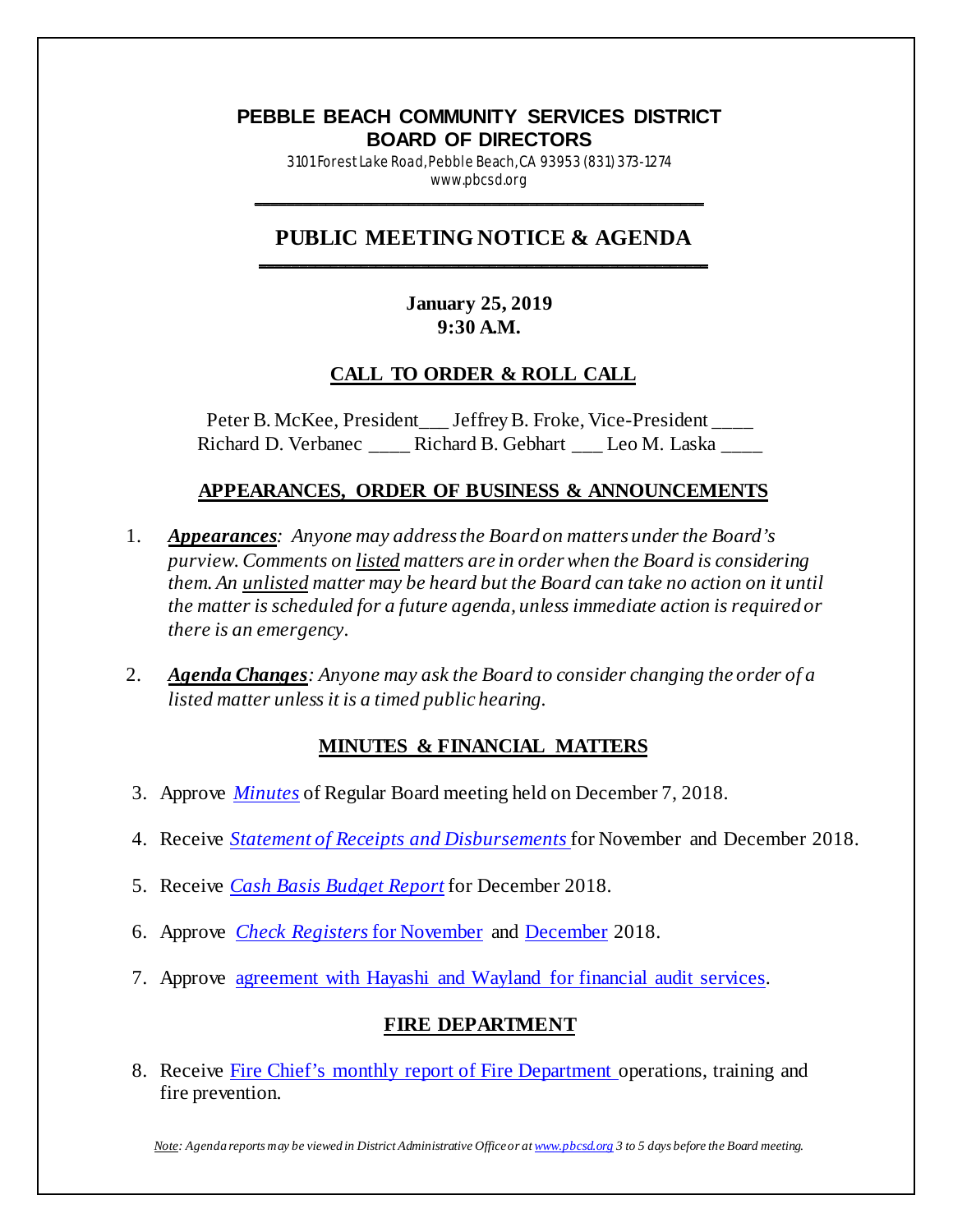# PEBBLE BEACH COMMUNITY SERVICES DISTRICT
## BOARD OF DIRECTORS

3101 Forest Lake Road, Pebble Beach, CA 93953 (831) 373-1274
www.pbcsd.org

---

## PUBLIC MEETING NOTICE & AGENDA

---

**January 25, 2019**
**9:30 A.M.**

### CALL TO ORDER & ROLL CALL

Peter B. McKee, President___ Jeffrey B. Froke, Vice-President ____
Richard D. Verbanec ____ Richard B. Gebhart ___ Leo M. Laska ____

### APPEARANCES, ORDER OF BUSINESS & ANNOUNCEMENTS

1. ***Appearances***: *Anyone may address the Board on matters under the Board's purview. Comments on listed matters are in order when the Board is considering them. An unlisted matter may be heard but the Board can take no action on it until the matter is scheduled for a future agenda, unless immediate action is required or there is an emergency.*

2. ***Agenda Changes***: *Anyone may ask the Board to consider changing the order of a listed matter unless it is a timed public hearing.*

### MINUTES & FINANCIAL MATTERS

3. Approve *Minutes* of Regular Board meeting held on December 7, 2018.

4. Receive *Statement of Receipts and Disbursements* for November and December 2018.

5. Receive *Cash Basis Budget Report* for December 2018.

6. Approve *Check Registers* for November and December 2018.

7. Approve agreement with Hayashi and Wayland for financial audit services.

### FIRE DEPARTMENT

8. Receive Fire Chief's monthly report of Fire Department operations, training and fire prevention.

*Note: Agenda reports may be viewed in District Administrative Office or at www.pbcsd.org 3 to 5 days before the Board meeting.*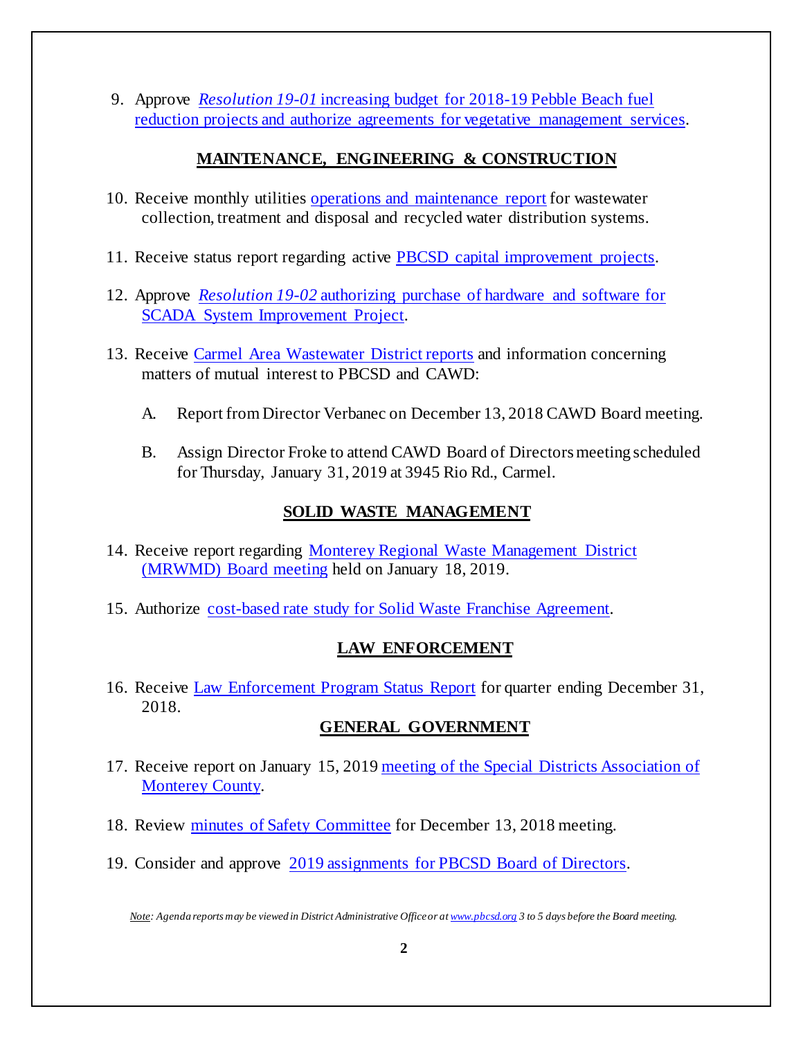9. Approve *Resolution 19-01* increasing budget for 2018-19 Pebble Beach fuel reduction projects and authorize agreements for vegetative management services.

## MAINTENANCE, ENGINEERING & CONSTRUCTION

10. Receive monthly utilities operations and maintenance report for wastewater collection, treatment and disposal and recycled water distribution systems.

11. Receive status report regarding active PBCSD capital improvement projects.

12. Approve *Resolution 19-02* authorizing purchase of hardware and software for SCADA System Improvement Project.

13. Receive Carmel Area Wastewater District reports and information concerning matters of mutual interest to PBCSD and CAWD:

    A. Report from Director Verbanec on December 13, 2018 CAWD Board meeting.

    B. Assign Director Froke to attend CAWD Board of Directors meeting scheduled for Thursday, January 31, 2019 at 3945 Rio Rd., Carmel.

## SOLID WASTE MANAGEMENT

14. Receive report regarding Monterey Regional Waste Management District (MRWMD) Board meeting held on January 18, 2019.

15. Authorize cost-based rate study for Solid Waste Franchise Agreement.

## LAW ENFORCEMENT

16. Receive Law Enforcement Program Status Report for quarter ending December 31, 2018.

## GENERAL GOVERNMENT

17. Receive report on January 15, 2019 meeting of the Special Districts Association of Monterey County.

18. Review minutes of Safety Committee for December 13, 2018 meeting.

19. Consider and approve 2019 assignments for PBCSD Board of Directors.

*Note: Agenda reports may be viewed in District Administrative Office or at www.pbcsd.org 3 to 5 days before the Board meeting.*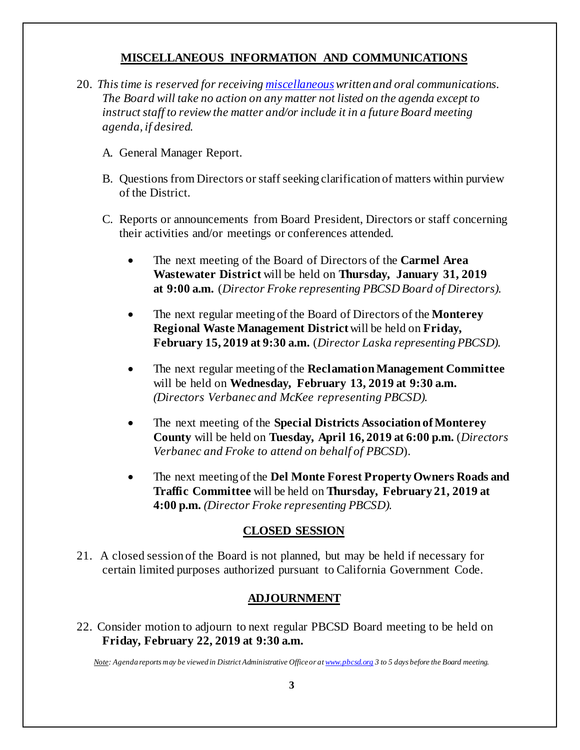## MISCELLANEOUS INFORMATION AND COMMUNICATIONS

20. *This time is reserved for receiving [miscellaneous](miscellaneous) written and oral communications. The Board will take no action on any matter not listed on the agenda except to instruct staff to review the matter and/or include it in a future Board meeting agenda, if desired.*

    A. General Manager Report.

    B. Questions from Directors or staff seeking clarification of matters within purview of the District.

    C. Reports or announcements from Board President, Directors or staff concerning their activities and/or meetings or conferences attended.

    - The next meeting of the Board of Directors of the **Carmel Area Wastewater District** will be held on **Thursday, January 31, 2019 at 9:00 a.m.** (*Director Froke representing PBCSD Board of Directors).*

    - The next regular meeting of the Board of Directors of the **Monterey Regional Waste Management District** will be held on **Friday, February 15, 2019 at 9:30 a.m.** (*Director Laska representing PBCSD).*

    - The next regular meeting of the **Reclamation Management Committee** will be held on **Wednesday, February 13, 2019 at 9:30 a.m.** *(Directors Verbanec and McKee representing PBCSD).*

    - The next meeting of the **Special Districts Association of Monterey County** will be held on **Tuesday, April 16, 2019 at 6:00 p.m.** (*Directors Verbanec and Froke to attend on behalf of PBCSD*).

    - The next meeting of the **Del Monte Forest Property Owners Roads and Traffic Committee** will be held on **Thursday, February 21, 2019 at 4:00 p.m.** *(Director Froke representing PBCSD).*

## CLOSED SESSION

21. A closed session of the Board is not planned, but may be held if necessary for certain limited purposes authorized pursuant to California Government Code.

## ADJOURNMENT

22. Consider motion to adjourn to next regular PBCSD Board meeting to be held on **Friday, February 22, 2019 at 9:30 a.m.**

*Note: Agenda reports may be viewed in District Administrative Office or at [www.pbcsd.org](www.pbcsd.org) 3 to 5 days before the Board meeting.*